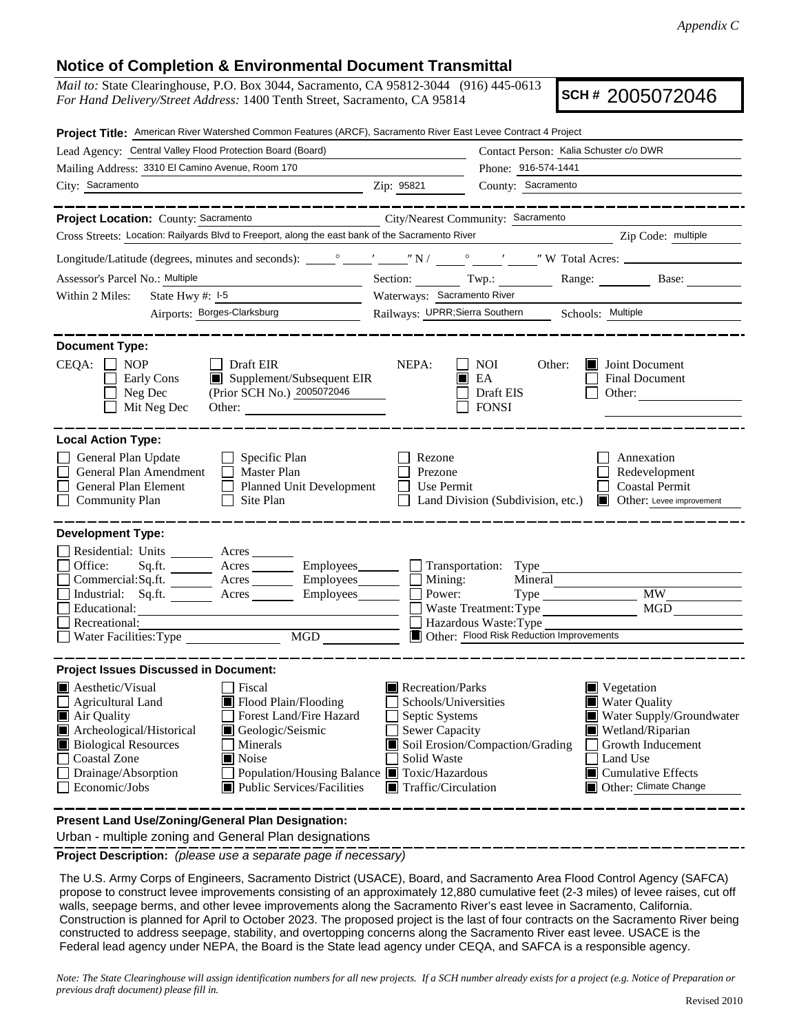*Appendix C*

# Notice of Completion & Environmental Document Transmittal

*Mail to:* State Clearinghouse, P.O. Box 3044, Sacramento, CA 95812-3044 (916) 445-0613
*For Hand Delivery/Street Address:* 1400 Tenth Street, Sacramento, CA 95814

**SCH #** 2005072046

**Project Title:** American River Watershed Common Features (ARCF), Sacramento River East Levee Contract 4 Project

Lead Agency: Central Valley Flood Protection Board (Board)
Contact Person: Kalia Schuster c/o DWR
Mailing Address: 3310 El Camino Avenue, Room 170
Phone: 916-574-1441
City: Sacramento
Zip: 95821
County: Sacramento

---

**Project Location:** County: Sacramento
City/Nearest Community: Sacramento
Cross Streets: Location: Railyards Blvd to Freeport, along the east bank of the Sacramento River
Zip Code: multiple

Longitude/Latitude (degrees, minutes and seconds): ____° ____′ ____″ N / ____° ____′ ____″ W Total Acres: ____

Assessor's Parcel No.: Multiple
Section: ____ Twp.: ____ Range: ____ Base: ____

Within 2 Miles: State Hwy #: I-5
Waterways: Sacramento River
Airports: Borges-Clarksburg
Railways: UPRR;Sierra Southern
Schools: Multiple

---

**Document Type:**

CEQA:
- [ ] NOP
- [ ] Early Cons
- [ ] Neg Dec
- [ ] Mit Neg Dec
- [ ] Draft EIR
- [x] Supplement/Subsequent EIR (Prior SCH No.) 2005072046
- Other: ____

NEPA:
- [ ] NOI
- [x] EA
- [ ] Draft EIS
- [ ] FONSI

Other:
- [x] Joint Document
- [ ] Final Document
- [ ] Other: ____

---

**Local Action Type:**

- [ ] General Plan Update
- [ ] General Plan Amendment
- [ ] General Plan Element
- [ ] Community Plan
- [ ] Specific Plan
- [ ] Master Plan
- [ ] Planned Unit Development
- [ ] Site Plan
- [ ] Rezone
- [ ] Prezone
- [ ] Use Permit
- [ ] Land Division (Subdivision, etc.)
- [ ] Annexation
- [ ] Redevelopment
- [ ] Coastal Permit
- [x] Other: Levee improvement

---

**Development Type:**

- [ ] Residential: Units ____ Acres ____
- [ ] Office: Sq.ft. ____ Acres ____ Employees ____
- [ ] Commercial: Sq.ft. ____ Acres ____ Employees ____
- [ ] Industrial: Sq.ft. ____ Acres ____ Employees ____
- [ ] Educational: ____
- [ ] Recreational: ____
- [ ] Water Facilities: Type ____ MGD ____
- [ ] Transportation: Type ____
- [ ] Mining: Mineral ____
- [ ] Power: Type ____ MW ____
- [ ] Waste Treatment: Type ____ MGD ____
- [ ] Hazardous Waste: Type ____
- [x] Other: Flood Risk Reduction Improvements

---

**Project Issues Discussed in Document:**

- [x] Aesthetic/Visual
- [ ] Agricultural Land
- [x] Air Quality
- [x] Archeological/Historical
- [x] Biological Resources
- [ ] Coastal Zone
- [ ] Drainage/Absorption
- [ ] Economic/Jobs
- [ ] Fiscal
- [x] Flood Plain/Flooding
- [ ] Forest Land/Fire Hazard
- [x] Geologic/Seismic
- [ ] Minerals
- [x] Noise
- [ ] Population/Housing Balance
- [x] Public Services/Facilities
- [x] Recreation/Parks
- [ ] Schools/Universities
- [ ] Septic Systems
- [ ] Sewer Capacity
- [x] Soil Erosion/Compaction/Grading
- [ ] Solid Waste
- [x] Toxic/Hazardous
- [x] Traffic/Circulation
- [x] Vegetation
- [x] Water Quality
- [x] Water Supply/Groundwater
- [x] Wetland/Riparian
- [ ] Growth Inducement
- [ ] Land Use
- [x] Cumulative Effects
- [x] Other: Climate Change

---

**Present Land Use/Zoning/General Plan Designation:**

Urban - multiple zoning and General Plan designations

---

**Project Description:** *(please use a separate page if necessary)*

The U.S. Army Corps of Engineers, Sacramento District (USACE), Board, and Sacramento Area Flood Control Agency (SAFCA) propose to construct levee improvements consisting of an approximately 12,880 cumulative feet (2-3 miles) of levee raises, cut off walls, seepage berms, and other levee improvements along the Sacramento River's east levee in Sacramento, California. Construction is planned for April to October 2023. The proposed project is the last of four contracts on the Sacramento River being constructed to address seepage, stability, and overtopping concerns along the Sacramento River east levee. USACE is the Federal lead agency under NEPA, the Board is the State lead agency under CEQA, and SAFCA is a responsible agency.

*Note: The State Clearinghouse will assign identification numbers for all new projects. If a SCH number already exists for a project (e.g. Notice of Preparation or previous draft document) please fill in.*

Revised 2010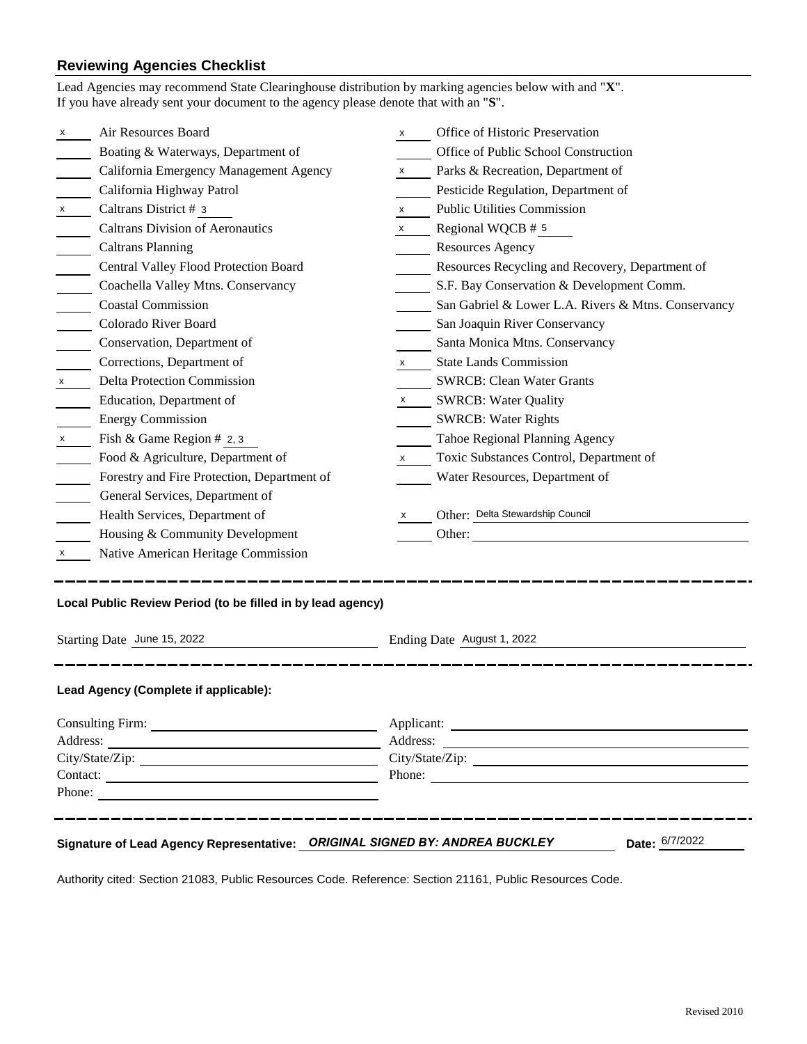## Reviewing Agencies Checklist

Lead Agencies may recommend State Clearinghouse distribution by marking agencies below with and "**X**". If you have already sent your document to the agency please denote that with an "**S**".

| | | | |
|---|---|---|---|
| x | Air Resources Board | x | Office of Historic Preservation |
| | Boating & Waterways, Department of | | Office of Public School Construction |
| | California Emergency Management Agency | x | Parks & Recreation, Department of |
| | California Highway Patrol | | Pesticide Regulation, Department of |
| x | Caltrans District # 3 | x | Public Utilities Commission |
| | Caltrans Division of Aeronautics | x | Regional WQCB # 5 |
| | Caltrans Planning | | Resources Agency |
| | Central Valley Flood Protection Board | | Resources Recycling and Recovery, Department of |
| | Coachella Valley Mtns. Conservancy | | S.F. Bay Conservation & Development Comm. |
| | Coastal Commission | | San Gabriel & Lower L.A. Rivers & Mtns. Conservancy |
| | Colorado River Board | | San Joaquin River Conservancy |
| | Conservation, Department of | | Santa Monica Mtns. Conservancy |
| | Corrections, Department of | x | State Lands Commission |
| x | Delta Protection Commission | | SWRCB: Clean Water Grants |
| | Education, Department of | x | SWRCB: Water Quality |
| | Energy Commission | | SWRCB: Water Rights |
| x | Fish & Game Region # 2, 3 | | Tahoe Regional Planning Agency |
| | Food & Agriculture, Department of | x | Toxic Substances Control, Department of |
| | Forestry and Fire Protection, Department of | | Water Resources, Department of |
| | General Services, Department of | | |
| | Health Services, Department of | x | Other: Delta Stewardship Council |
| | Housing & Community Development | | Other: |
| x | Native American Heritage Commission | | |

---

**Local Public Review Period (to be filled in by lead agency)**

Starting Date June 15, 2022 Ending Date August 1, 2022

---

**Lead Agency (Complete if applicable):**

Consulting Firm:
Address:
City/State/Zip:
Contact:
Phone:

Applicant:
Address:
City/State/Zip:
Phone:

---

**Signature of Lead Agency Representative:** ***ORIGINAL SIGNED BY: ANDREA BUCKLEY*** **Date:** 6/7/2022

Authority cited: Section 21083, Public Resources Code. Reference: Section 21161, Public Resources Code.

Revised 2010